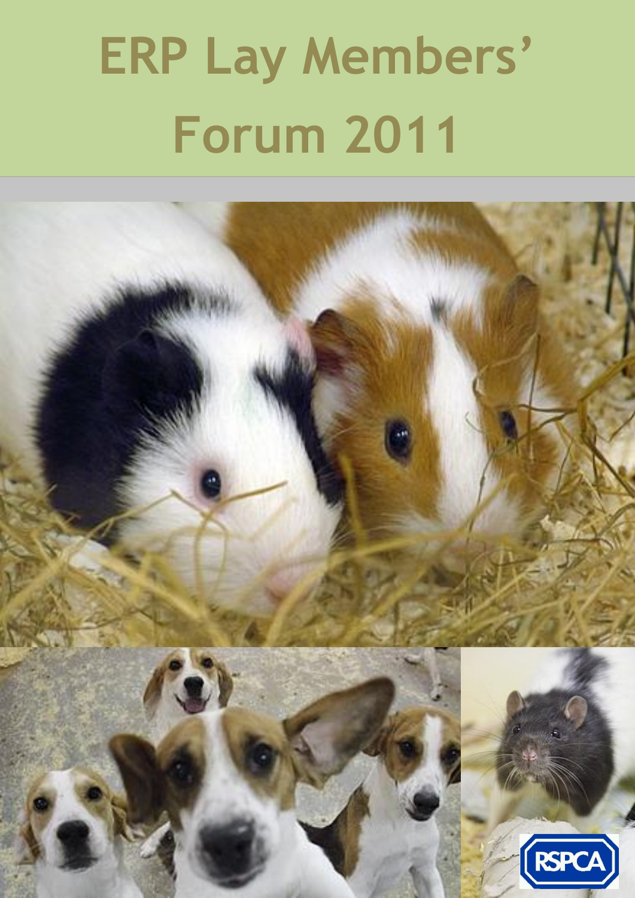# ERP Lay Members' Forum 2011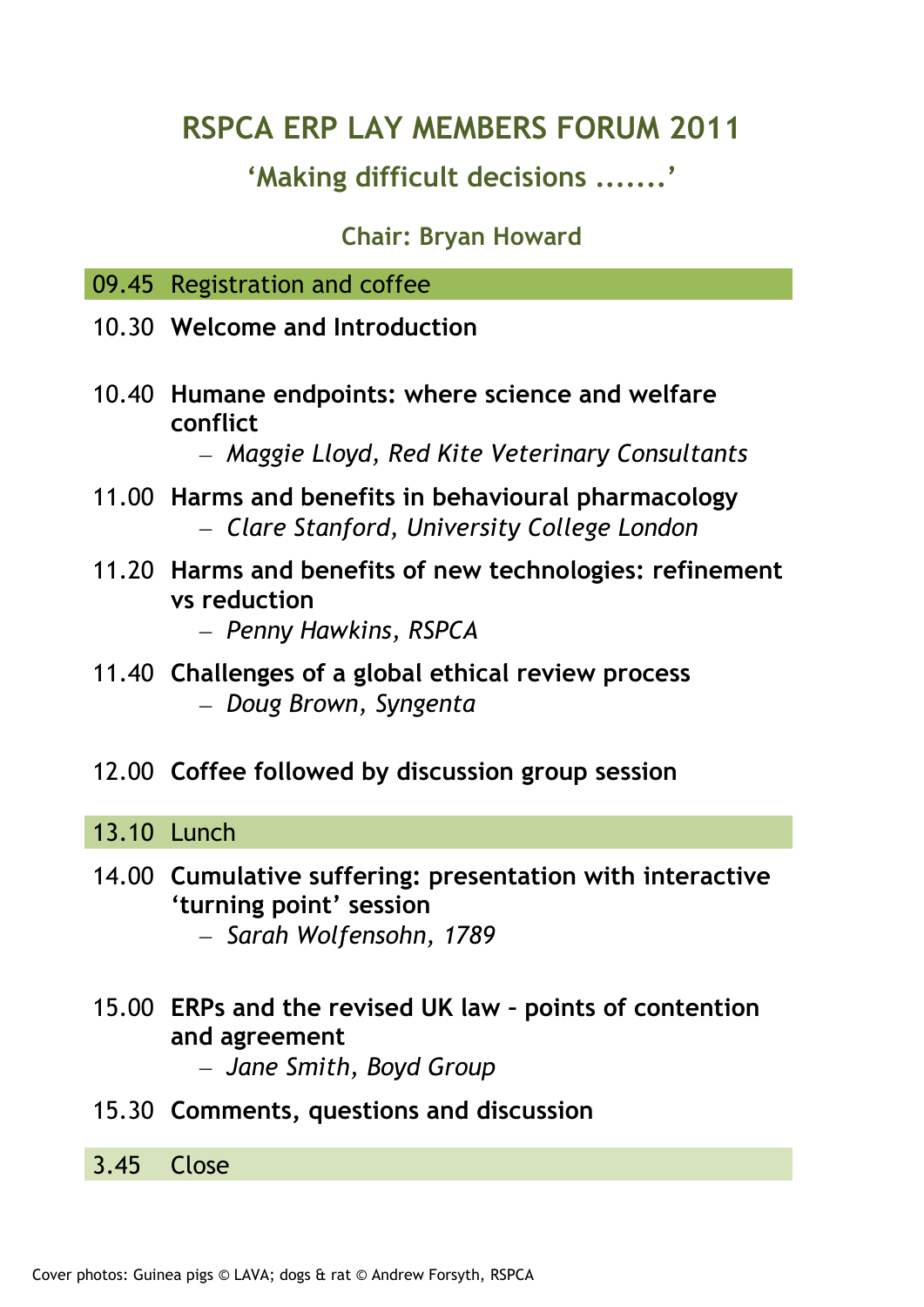# RSPCA ERP LAY MEMBERS FORUM 2011

## 'Making difficult decisions .......'

### Chair: Bryan Howard

09.45 Registration and coffee

10.30 **Welcome and Introduction**

10.40 **Humane endpoints: where science and welfare conflict**
– *Maggie Lloyd, Red Kite Veterinary Consultants*

11.00 **Harms and benefits in behavioural pharmacology**
– *Clare Stanford, University College London*

11.20 **Harms and benefits of new technologies: refinement vs reduction**
– *Penny Hawkins, RSPCA*

11.40 **Challenges of a global ethical review process**
– *Doug Brown, Syngenta*

12.00 **Coffee followed by discussion group session**

13.10 Lunch

14.00 **Cumulative suffering: presentation with interactive 'turning point' session**
– *Sarah Wolfensohn, 1789*

15.00 **ERPs and the revised UK law – points of contention and agreement**
– *Jane Smith, Boyd Group*

15.30 **Comments, questions and discussion**

3.45 Close

Cover photos: Guinea pigs © LAVA; dogs & rat © Andrew Forsyth, RSPCA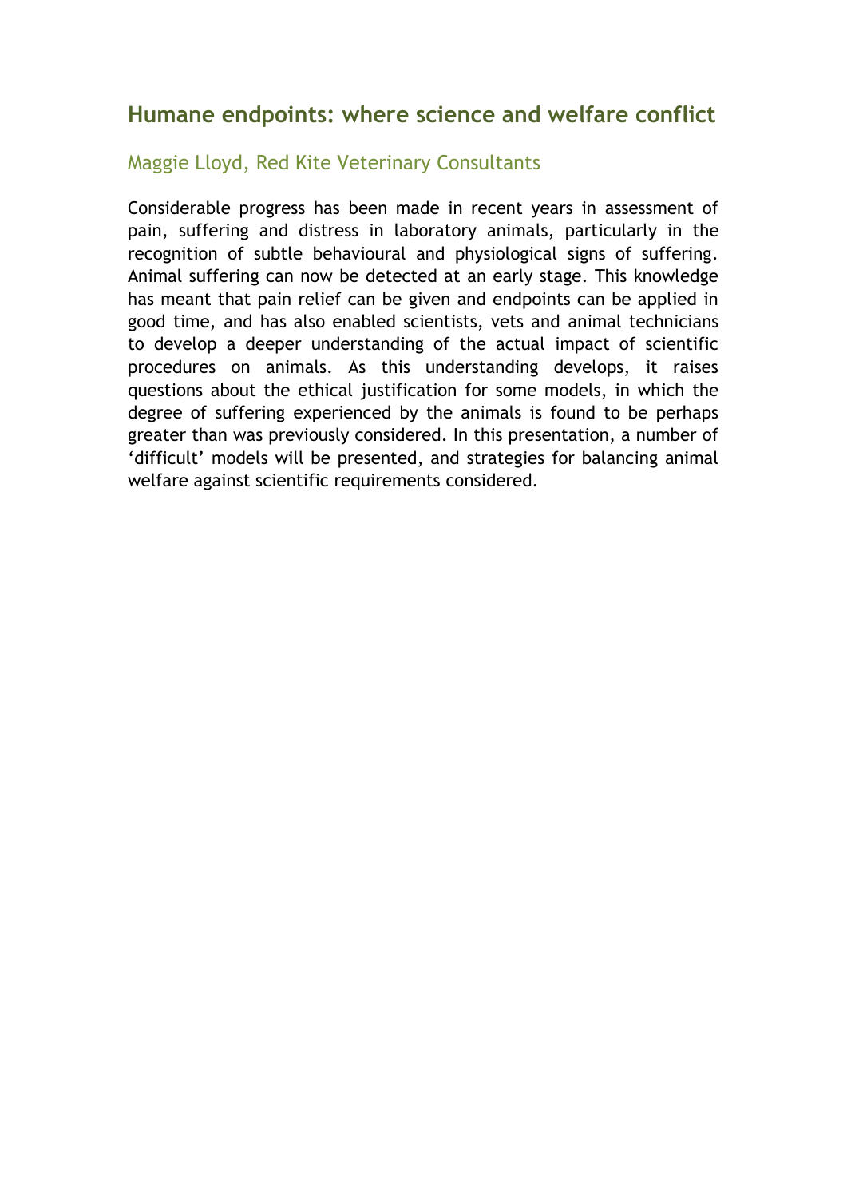## Humane endpoints: where science and welfare conflict

### Maggie Lloyd, Red Kite Veterinary Consultants

Considerable progress has been made in recent years in assessment of pain, suffering and distress in laboratory animals, particularly in the recognition of subtle behavioural and physiological signs of suffering. Animal suffering can now be detected at an early stage. This knowledge has meant that pain relief can be given and endpoints can be applied in good time, and has also enabled scientists, vets and animal technicians to develop a deeper understanding of the actual impact of scientific procedures on animals. As this understanding develops, it raises questions about the ethical justification for some models, in which the degree of suffering experienced by the animals is found to be perhaps greater than was previously considered. In this presentation, a number of 'difficult' models will be presented, and strategies for balancing animal welfare against scientific requirements considered.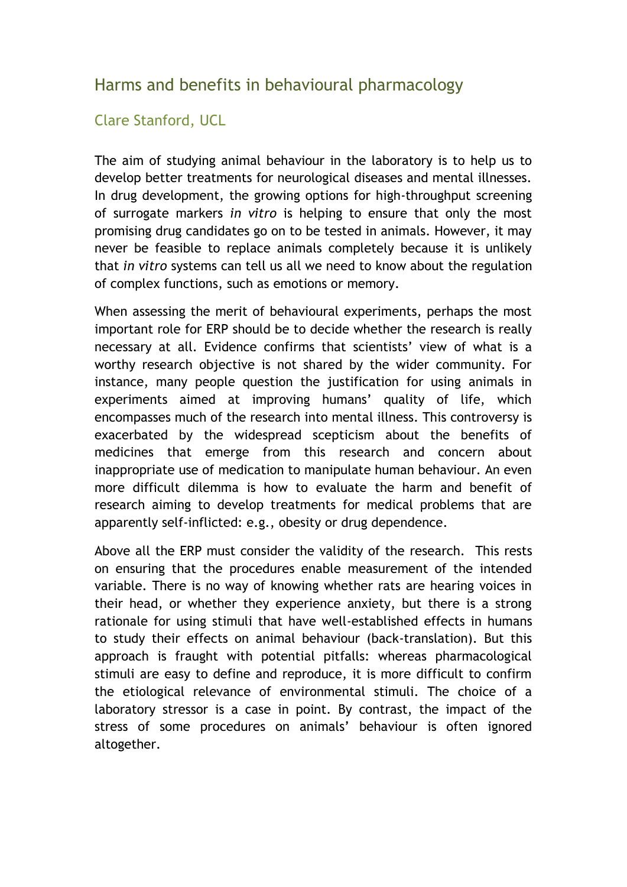## Harms and benefits in behavioural pharmacology

### Clare Stanford, UCL

The aim of studying animal behaviour in the laboratory is to help us to develop better treatments for neurological diseases and mental illnesses. In drug development, the growing options for high-throughput screening of surrogate markers *in vitro* is helping to ensure that only the most promising drug candidates go on to be tested in animals. However, it may never be feasible to replace animals completely because it is unlikely that *in vitro* systems can tell us all we need to know about the regulation of complex functions, such as emotions or memory.

When assessing the merit of behavioural experiments, perhaps the most important role for ERP should be to decide whether the research is really necessary at all. Evidence confirms that scientists' view of what is a worthy research objective is not shared by the wider community. For instance, many people question the justification for using animals in experiments aimed at improving humans' quality of life, which encompasses much of the research into mental illness. This controversy is exacerbated by the widespread scepticism about the benefits of medicines that emerge from this research and concern about inappropriate use of medication to manipulate human behaviour. An even more difficult dilemma is how to evaluate the harm and benefit of research aiming to develop treatments for medical problems that are apparently self-inflicted: e.g., obesity or drug dependence.

Above all the ERP must consider the validity of the research. This rests on ensuring that the procedures enable measurement of the intended variable. There is no way of knowing whether rats are hearing voices in their head, or whether they experience anxiety, but there is a strong rationale for using stimuli that have well-established effects in humans to study their effects on animal behaviour (back-translation). But this approach is fraught with potential pitfalls: whereas pharmacological stimuli are easy to define and reproduce, it is more difficult to confirm the etiological relevance of environmental stimuli. The choice of a laboratory stressor is a case in point. By contrast, the impact of the stress of some procedures on animals' behaviour is often ignored altogether.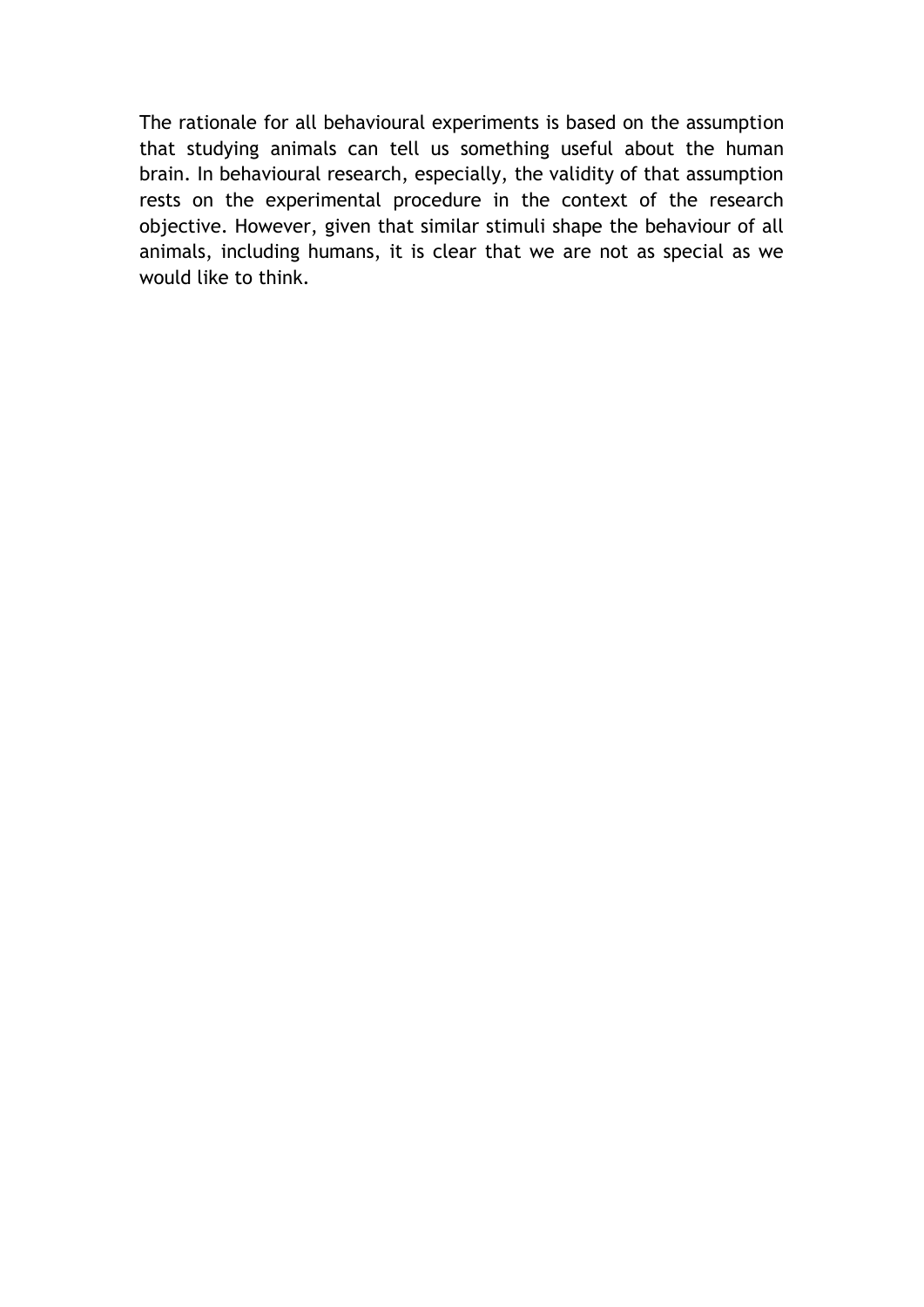The rationale for all behavioural experiments is based on the assumption that studying animals can tell us something useful about the human brain. In behavioural research, especially, the validity of that assumption rests on the experimental procedure in the context of the research objective. However, given that similar stimuli shape the behaviour of all animals, including humans, it is clear that we are not as special as we would like to think.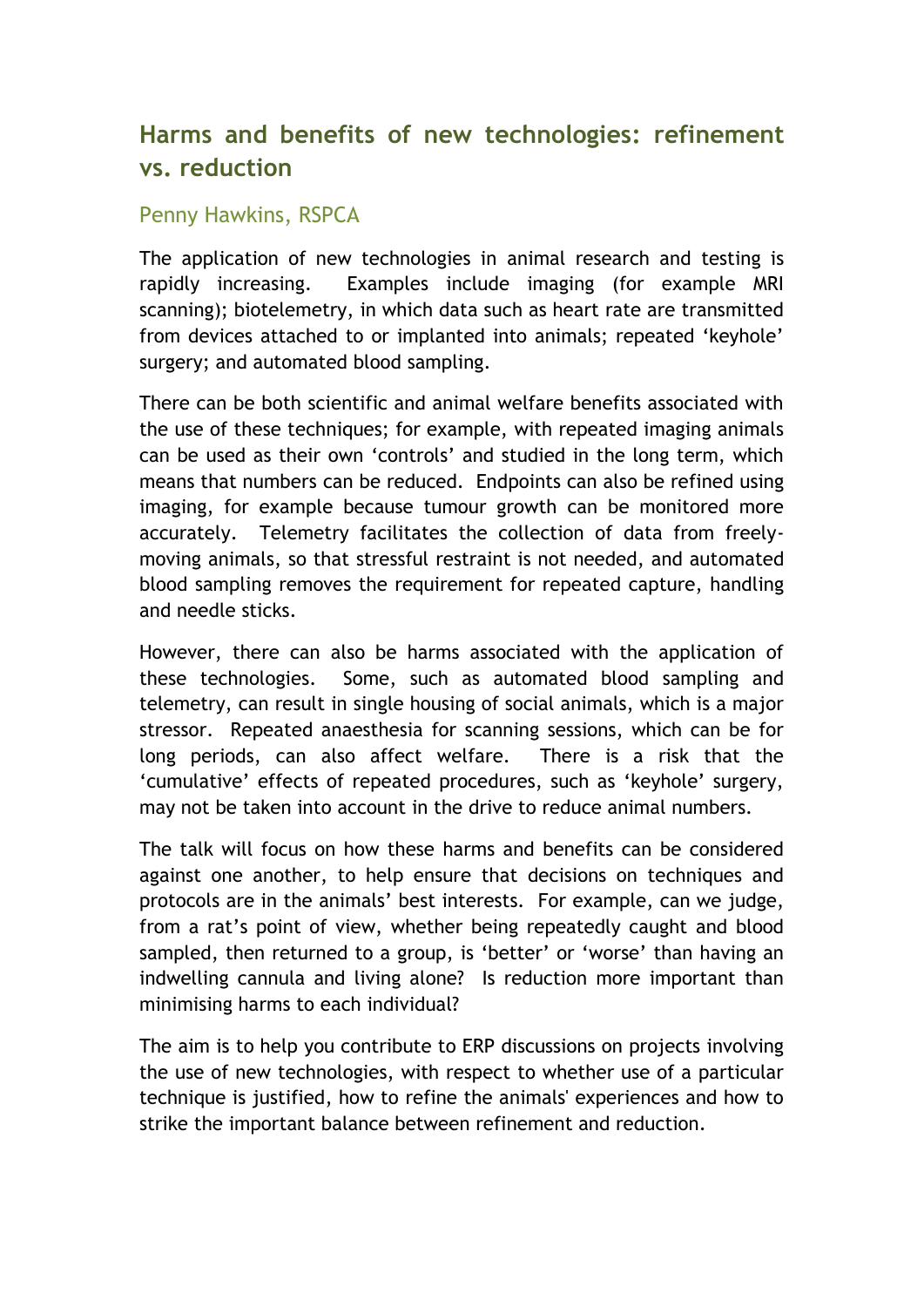## Harms and benefits of new technologies: refinement vs. reduction

Penny Hawkins, RSPCA

The application of new technologies in animal research and testing is rapidly increasing. Examples include imaging (for example MRI scanning); biotelemetry, in which data such as heart rate are transmitted from devices attached to or implanted into animals; repeated 'keyhole' surgery; and automated blood sampling.

There can be both scientific and animal welfare benefits associated with the use of these techniques; for example, with repeated imaging animals can be used as their own 'controls' and studied in the long term, which means that numbers can be reduced. Endpoints can also be refined using imaging, for example because tumour growth can be monitored more accurately. Telemetry facilitates the collection of data from freely-moving animals, so that stressful restraint is not needed, and automated blood sampling removes the requirement for repeated capture, handling and needle sticks.

However, there can also be harms associated with the application of these technologies. Some, such as automated blood sampling and telemetry, can result in single housing of social animals, which is a major stressor. Repeated anaesthesia for scanning sessions, which can be for long periods, can also affect welfare. There is a risk that the 'cumulative' effects of repeated procedures, such as 'keyhole' surgery, may not be taken into account in the drive to reduce animal numbers.

The talk will focus on how these harms and benefits can be considered against one another, to help ensure that decisions on techniques and protocols are in the animals' best interests. For example, can we judge, from a rat's point of view, whether being repeatedly caught and blood sampled, then returned to a group, is 'better' or 'worse' than having an indwelling cannula and living alone? Is reduction more important than minimising harms to each individual?

The aim is to help you contribute to ERP discussions on projects involving the use of new technologies, with respect to whether use of a particular technique is justified, how to refine the animals' experiences and how to strike the important balance between refinement and reduction.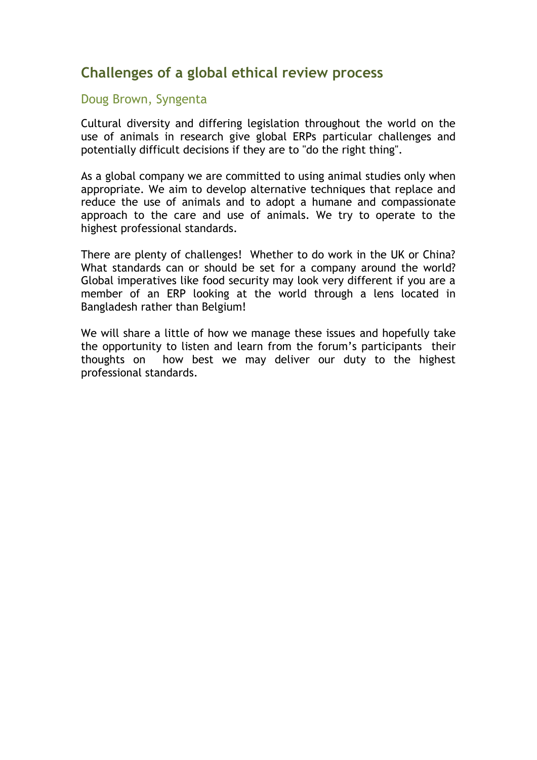## Challenges of a global ethical review process

### Doug Brown, Syngenta

Cultural diversity and differing legislation throughout the world on the use of animals in research give global ERPs particular challenges and potentially difficult decisions if they are to "do the right thing".

As a global company we are committed to using animal studies only when appropriate. We aim to develop alternative techniques that replace and reduce the use of animals and to adopt a humane and compassionate approach to the care and use of animals. We try to operate to the highest professional standards.

There are plenty of challenges! Whether to do work in the UK or China? What standards can or should be set for a company around the world? Global imperatives like food security may look very different if you are a member of an ERP looking at the world through a lens located in Bangladesh rather than Belgium!

We will share a little of how we manage these issues and hopefully take the opportunity to listen and learn from the forum's participants their thoughts on how best we may deliver our duty to the highest professional standards.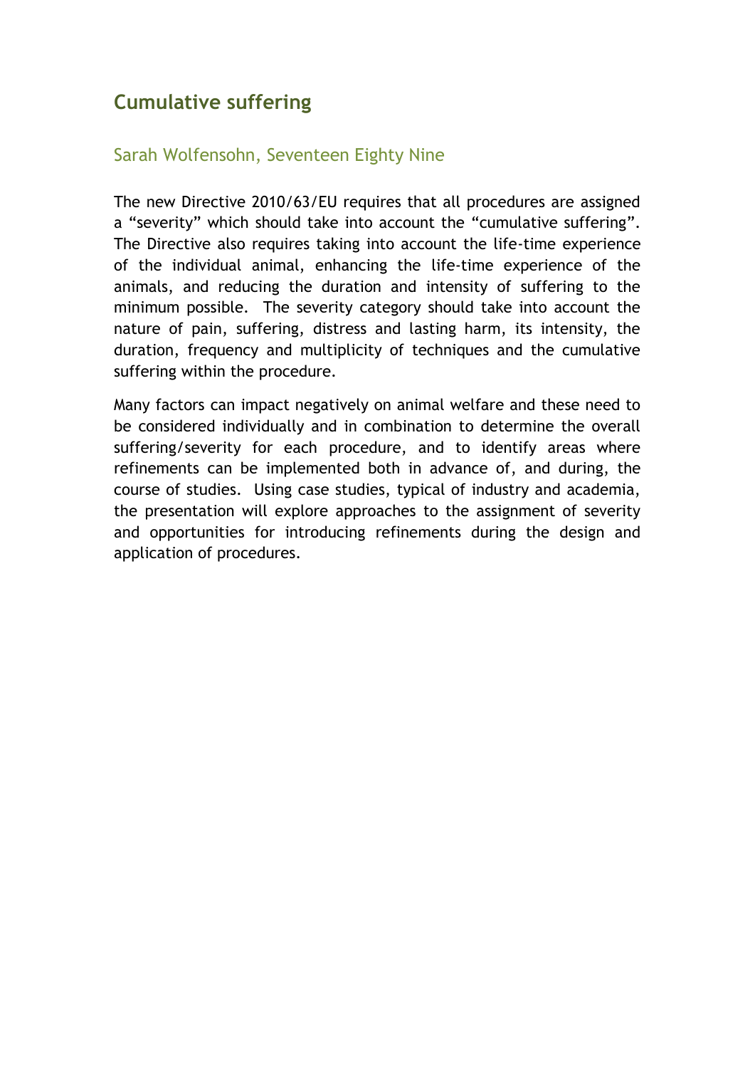## Cumulative suffering

### Sarah Wolfensohn, Seventeen Eighty Nine

The new Directive 2010/63/EU requires that all procedures are assigned a "severity" which should take into account the "cumulative suffering". The Directive also requires taking into account the life-time experience of the individual animal, enhancing the life-time experience of the animals, and reducing the duration and intensity of suffering to the minimum possible. The severity category should take into account the nature of pain, suffering, distress and lasting harm, its intensity, the duration, frequency and multiplicity of techniques and the cumulative suffering within the procedure.

Many factors can impact negatively on animal welfare and these need to be considered individually and in combination to determine the overall suffering/severity for each procedure, and to identify areas where refinements can be implemented both in advance of, and during, the course of studies. Using case studies, typical of industry and academia, the presentation will explore approaches to the assignment of severity and opportunities for introducing refinements during the design and application of procedures.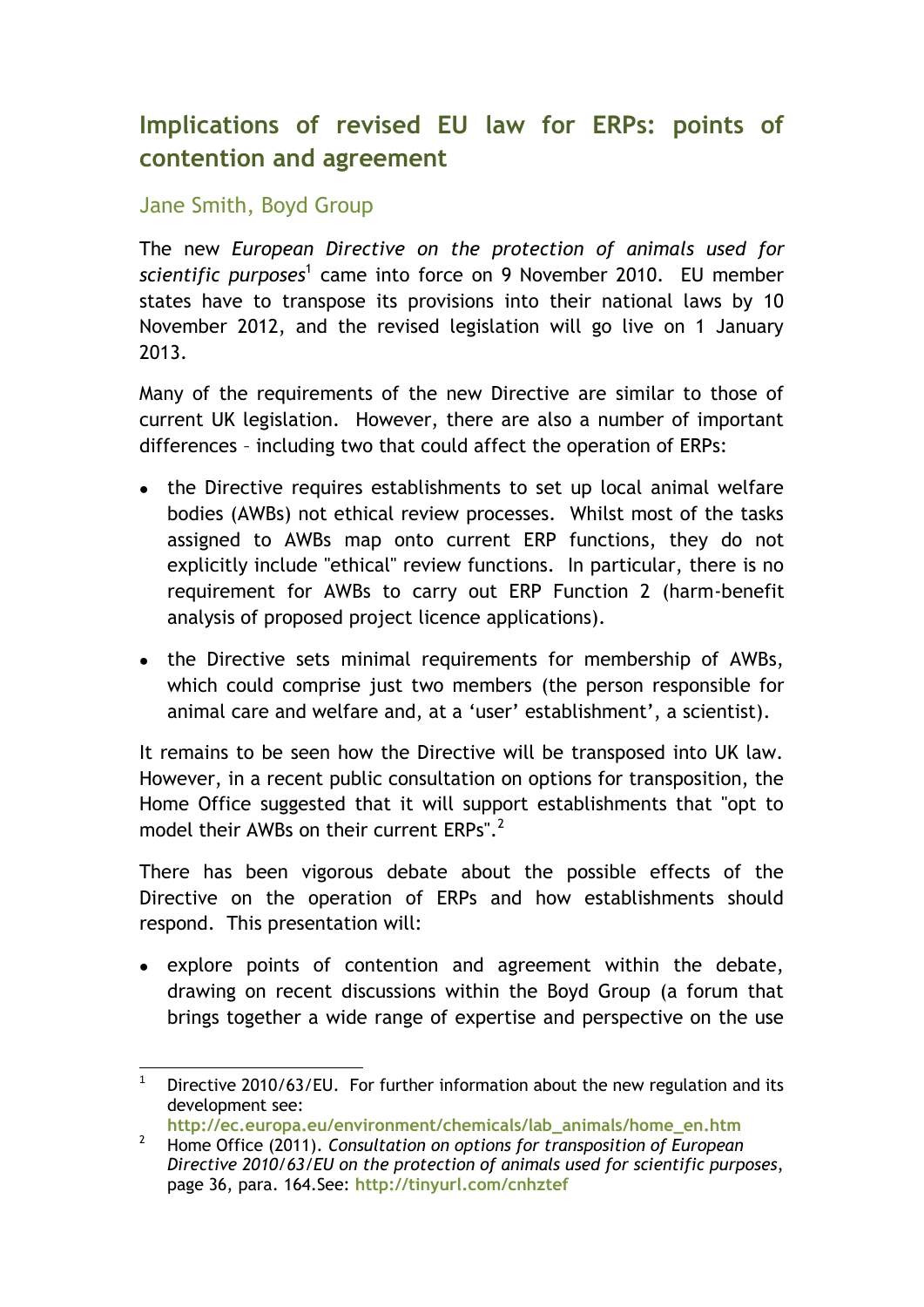## Implications of revised EU law for ERPs: points of contention and agreement

### Jane Smith, Boyd Group

The new *European Directive on the protection of animals used for scientific purposes*[1] came into force on 9 November 2010. EU member states have to transpose its provisions into their national laws by 10 November 2012, and the revised legislation will go live on 1 January 2013.

Many of the requirements of the new Directive are similar to those of current UK legislation. However, there are also a number of important differences – including two that could affect the operation of ERPs:

- the Directive requires establishments to set up local animal welfare bodies (AWBs) not ethical review processes. Whilst most of the tasks assigned to AWBs map onto current ERP functions, they do not explicitly include "ethical" review functions. In particular, there is no requirement for AWBs to carry out ERP Function 2 (harm-benefit analysis of proposed project licence applications).
- the Directive sets minimal requirements for membership of AWBs, which could comprise just two members (the person responsible for animal care and welfare and, at a 'user' establishment', a scientist).

It remains to be seen how the Directive will be transposed into UK law. However, in a recent public consultation on options for transposition, the Home Office suggested that it will support establishments that "opt to model their AWBs on their current ERPs".[2]

There has been vigorous debate about the possible effects of the Directive on the operation of ERPs and how establishments should respond. This presentation will:

- explore points of contention and agreement within the debate, drawing on recent discussions within the Boyd Group (a forum that brings together a wide range of expertise and perspective on the use

---

[1] Directive 2010/63/EU. For further information about the new regulation and its development see: http://ec.europa.eu/environment/chemicals/lab_animals/home_en.htm

[2] Home Office (2011). *Consultation on options for transposition of European Directive 2010/63/EU on the protection of animals used for scientific purposes*, page 36, para. 164.See: http://tinyurl.com/cnhztef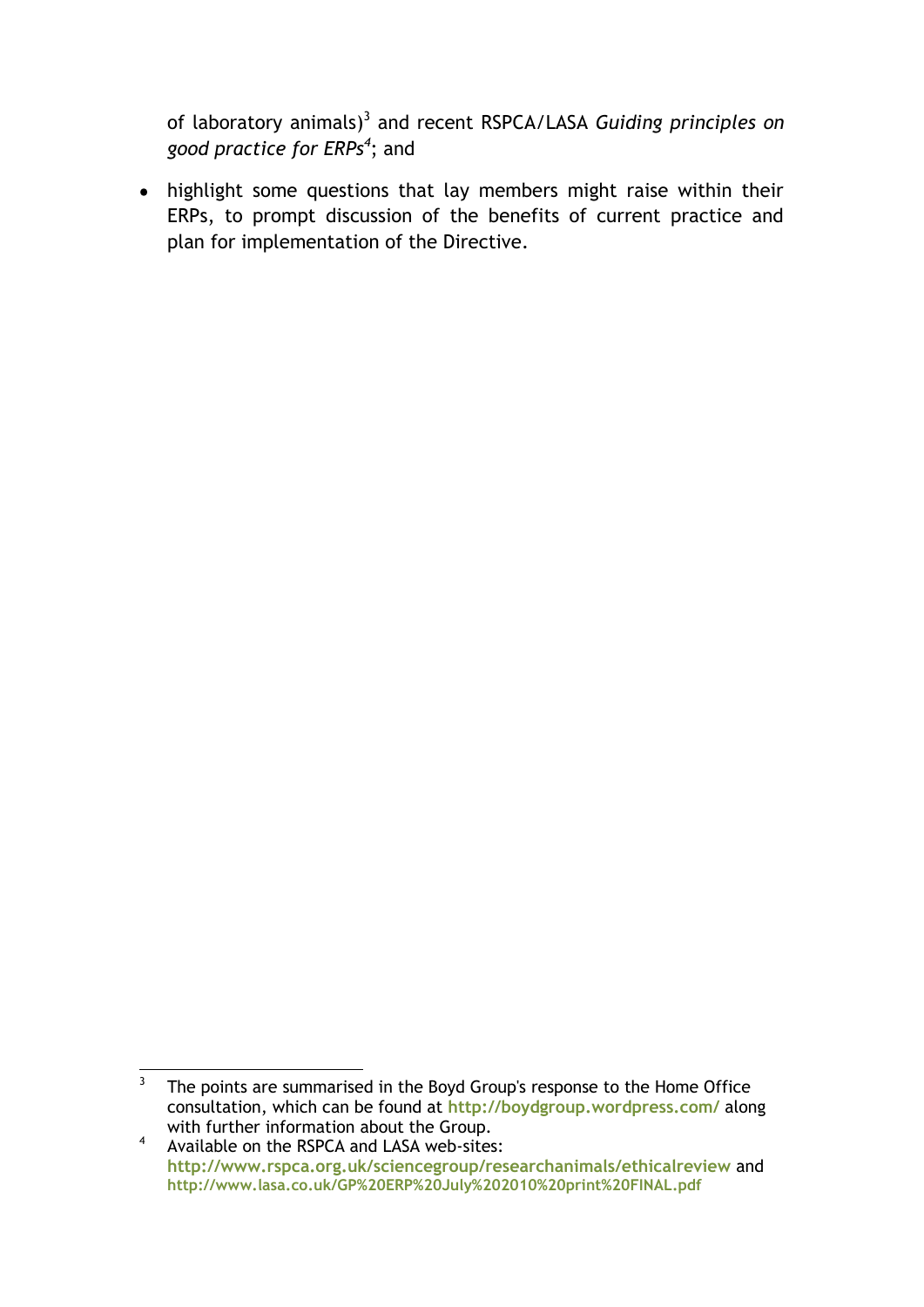of laboratory animals)[3] and recent RSPCA/LASA *Guiding principles on good practice for ERPs*[4]; and

- highlight some questions that lay members might raise within their ERPs, to prompt discussion of the benefits of current practice and plan for implementation of the Directive.

---

[3] The points are summarised in the Boyd Group's response to the Home Office consultation, which can be found at **http://boydgroup.wordpress.com/** along with further information about the Group.

[4] Available on the RSPCA and LASA web-sites: **http://www.rspca.org.uk/sciencegroup/researchanimals/ethicalreview** and **http://www.lasa.co.uk/GP%20ERP%20July%202010%20print%20FINAL.pdf**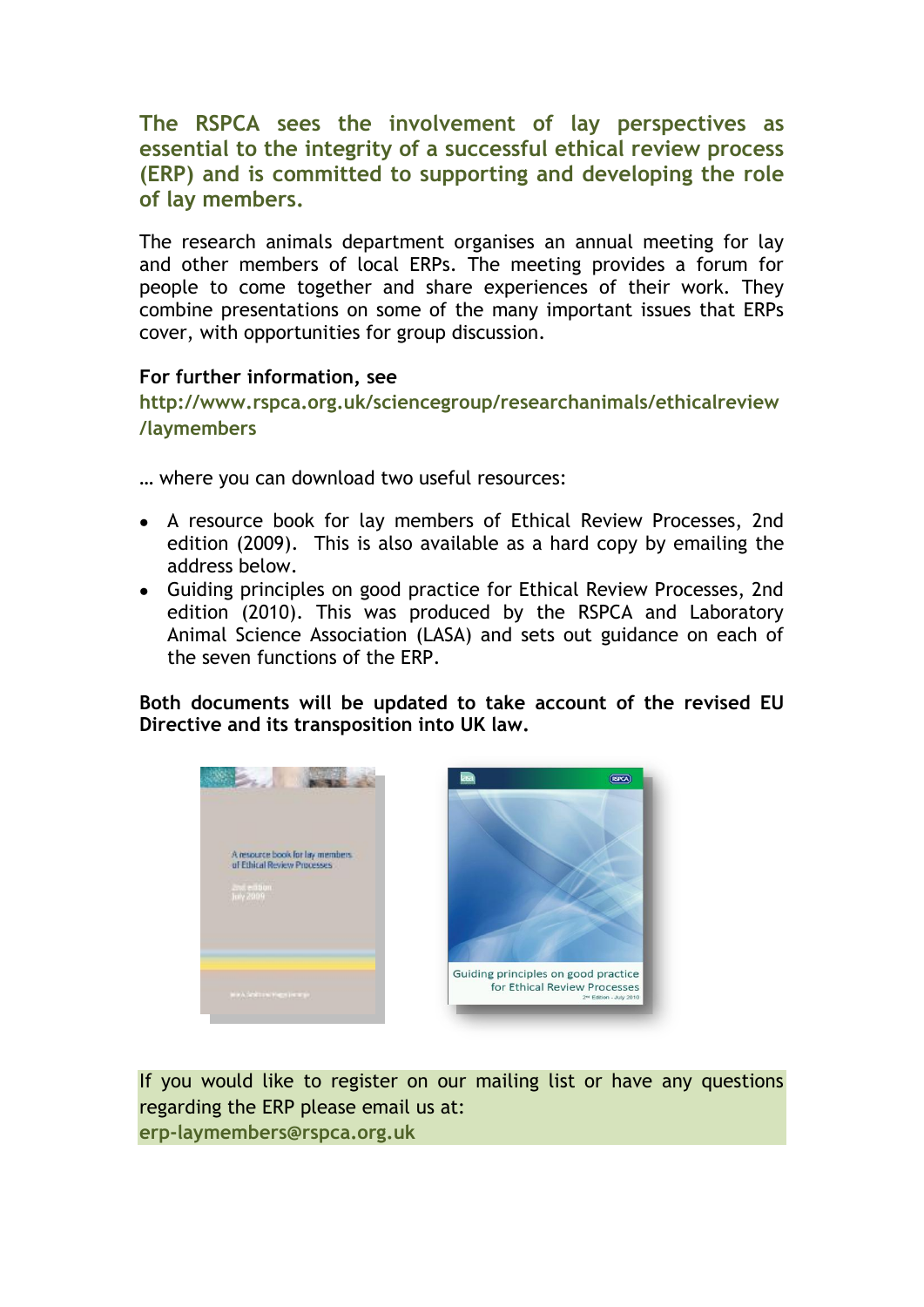**The RSPCA sees the involvement of lay perspectives as essential to the integrity of a successful ethical review process (ERP) and is committed to supporting and developing the role of lay members.**

The research animals department organises an annual meeting for lay and other members of local ERPs. The meeting provides a forum for people to come together and share experiences of their work. They combine presentations on some of the many important issues that ERPs cover, with opportunities for group discussion.

**For further information, see**
**http://www.rspca.org.uk/sciencegroup/researchanimals/ethicalreview/laymembers**

… where you can download two useful resources:

- A resource book for lay members of Ethical Review Processes, 2nd edition (2009). This is also available as a hard copy by emailing the address below.
- Guiding principles on good practice for Ethical Review Processes, 2nd edition (2010). This was produced by the RSPCA and Laboratory Animal Science Association (LASA) and sets out guidance on each of the seven functions of the ERP.

**Both documents will be updated to take account of the revised EU Directive and its transposition into UK law.**

If you would like to register on our mailing list or have any questions regarding the ERP please email us at:
**erp-laymembers@rspca.org.uk**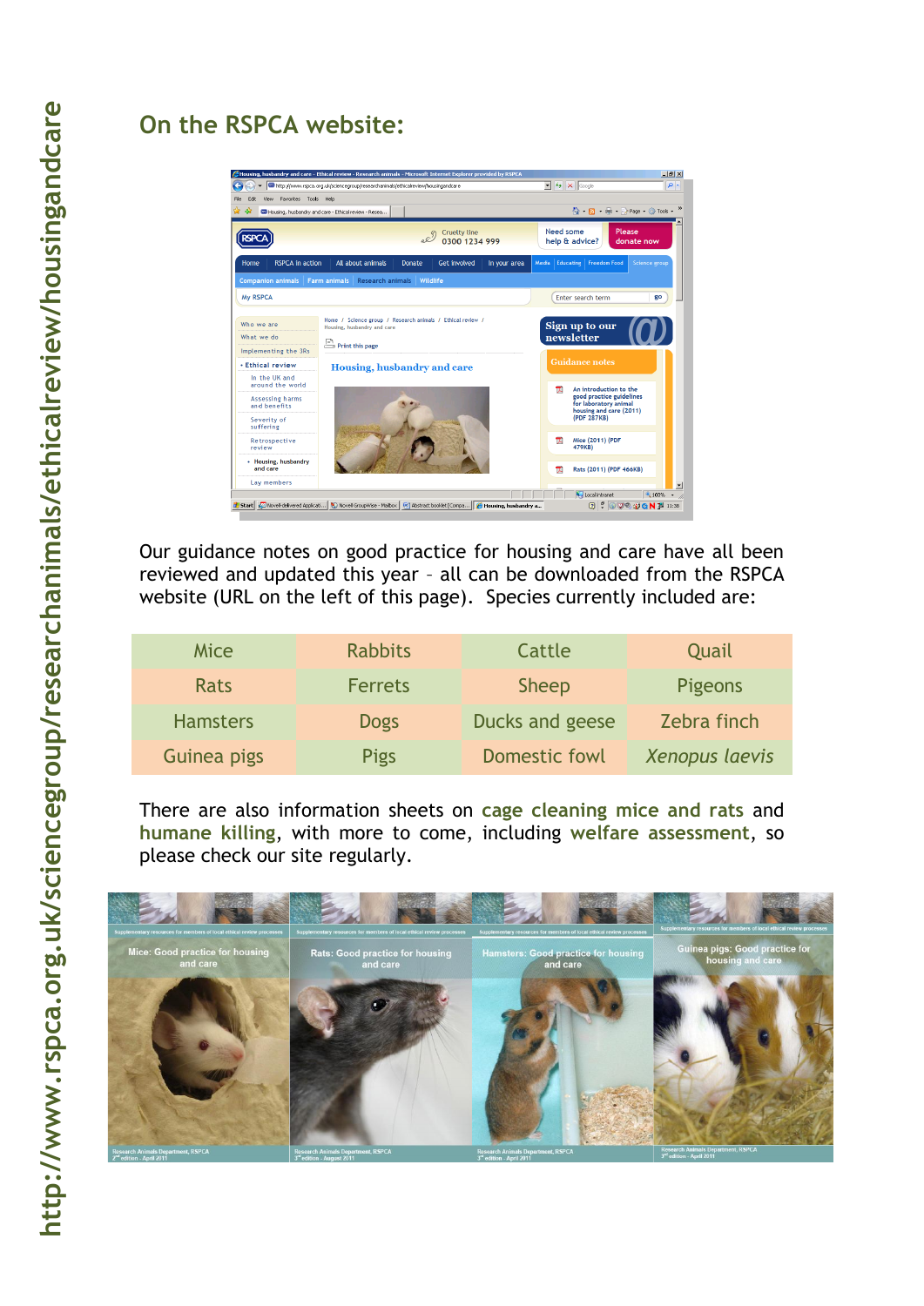http://www.rspca.org.uk/sciencegroup/researchanimals/ethicalreview/housingandcare

## On the RSPCA website:

Our guidance notes on good practice for housing and care have all been reviewed and updated this year – all can be downloaded from the RSPCA website (URL on the left of this page). Species currently included are:

| | | | |
|---|---|---|---|
| Mice | Rabbits | Cattle | Quail |
| Rats | Ferrets | Sheep | Pigeons |
| Hamsters | Dogs | Ducks and geese | Zebra finch |
| Guinea pigs | Pigs | Domestic fowl | *Xenopus laevis* |

There are also information sheets on **cage cleaning mice and rats** and **humane killing**, with more to come, including **welfare assessment**, so please check our site regularly.